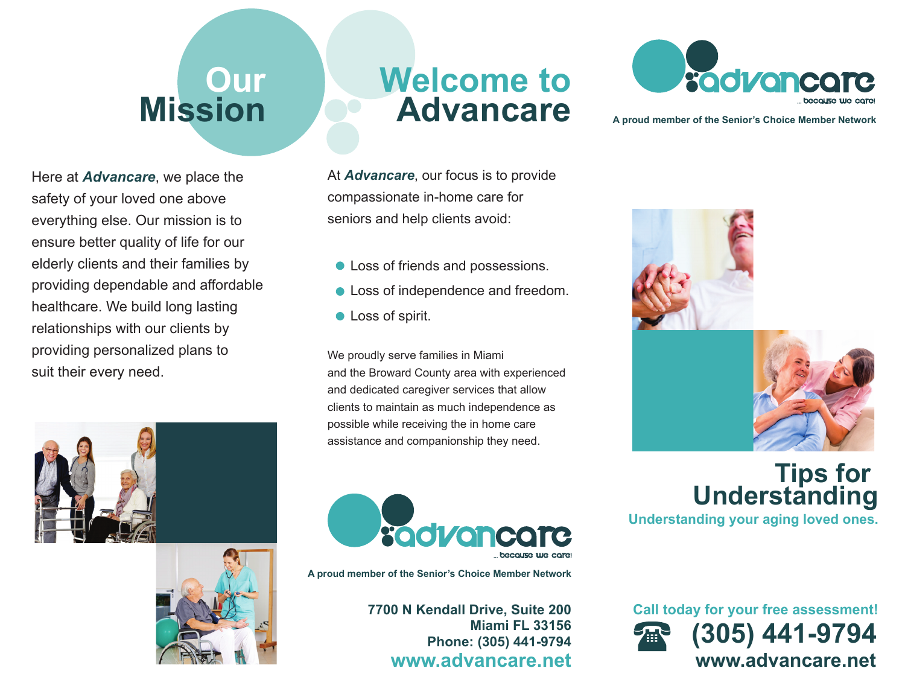# Our Mission

Here at ***Advancare***, we place the safety of your loved one above everything else. Our mission is to ensure better quality of life for our elderly clients and their families by providing dependable and affordable healthcare. We build long lasting relationships with our clients by providing personalized plans to suit their every need.

# Welcome to Advancare

At ***Advancare***, our focus is to provide compassionate in-home care for seniors and help clients avoid:

- Loss of friends and possessions.
- Loss of independence and freedom.
- Loss of spirit.

We proudly serve families in Miami and the Broward County area with experienced and dedicated caregiver services that allow clients to maintain as much independence as possible while receiving the in home care assistance and companionship they need.

advancare ... because we care!

**A proud member of the Senior's Choice Member Network**

**7700 N Kendall Drive, Suite 200**
**Miami FL 33156**
**Phone: (305) 441-9794**
**www.advancare.net**

advancare ... because we care!

**A proud member of the Senior's Choice Member Network**

# Tips for Understanding

**Understanding your aging loved ones.**

**Call today for your free assessment!**

**☎ (305) 441-9794**

**www.advancare.net**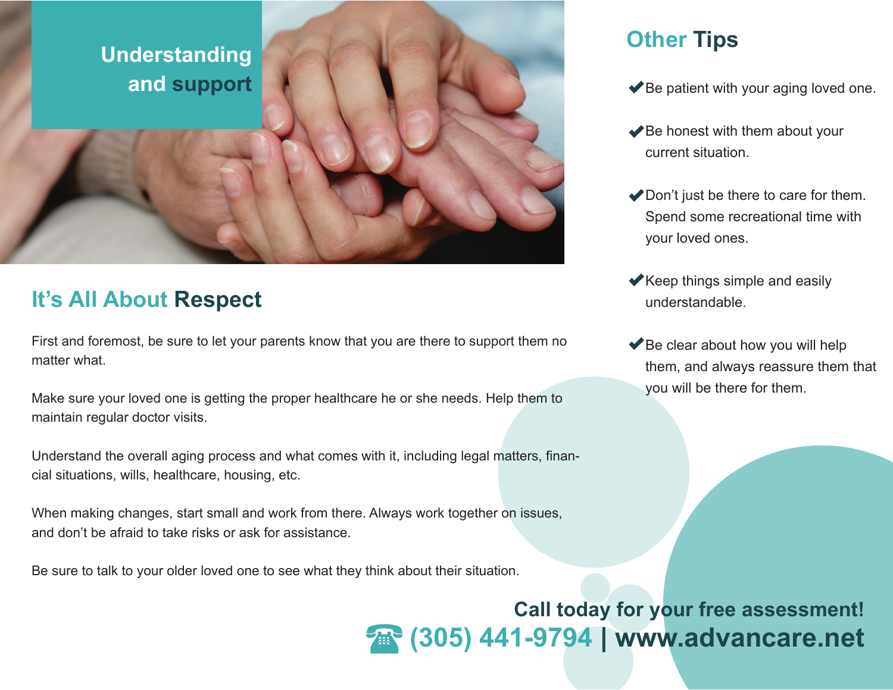## Understanding and support

## It's All About Respect

First and foremost, be sure to let your parents know that you are there to support them no matter what.

Make sure your loved one is getting the proper healthcare he or she needs. Help them to maintain regular doctor visits.

Understand the overall aging process and what comes with it, including legal matters, financial situations, wills, healthcare, housing, etc.

When making changes, start small and work from there. Always work together on issues, and don't be afraid to take risks or ask for assistance.

Be sure to talk to your older loved one to see what they think about their situation.

## Other Tips

- ✔ Be patient with your aging loved one.
- ✔ Be honest with them about your current situation.
- ✔ Don't just be there to care for them. Spend some recreational time with your loved ones.
- ✔ Keep things simple and easily understandable.
- ✔ Be clear about how you will help them, and always reassure them that you will be there for them.

**Call today for your free assessment!**

**☎ (305) 441-9794 | www.advancare.net**